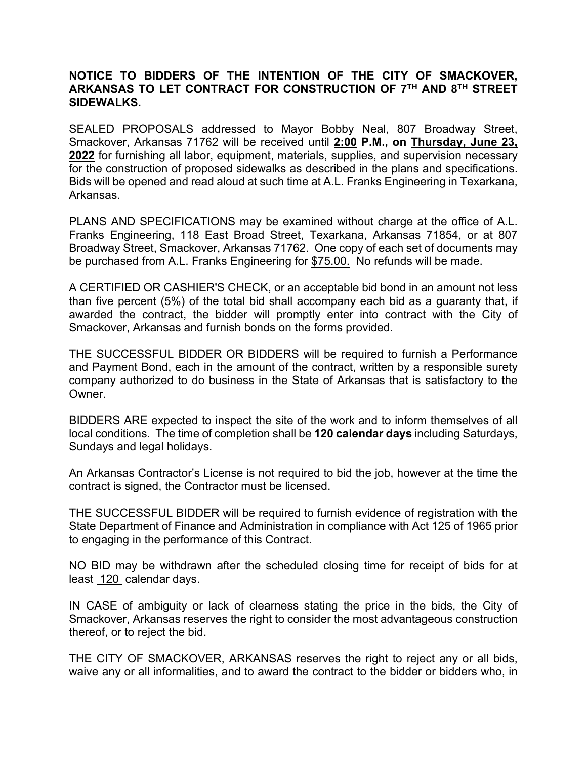**NOTICE TO BIDDERS OF THE INTENTION OF THE CITY OF SMACKOVER, ARKANSAS TO LET CONTRACT FOR CONSTRUCTION OF 7TH AND 8TH STREET SIDEWALKS.**

SEALED PROPOSALS addressed to Mayor Bobby Neal, 807 Broadway Street, Smackover, Arkansas 71762 will be received until **2:00 P.M., on Thursday, June 23, 2022** for furnishing all labor, equipment, materials, supplies, and supervision necessary for the construction of proposed sidewalks as described in the plans and specifications. Bids will be opened and read aloud at such time at A.L. Franks Engineering in Texarkana, Arkansas.

PLANS AND SPECIFICATIONS may be examined without charge at the office of A.L. Franks Engineering, 118 East Broad Street, Texarkana, Arkansas 71854, or at 807 Broadway Street, Smackover, Arkansas 71762. One copy of each set of documents may be purchased from A.L. Franks Engineering for $75.00. No refunds will be made.

A CERTIFIED OR CASHIER'S CHECK, or an acceptable bid bond in an amount not less than five percent (5%) of the total bid shall accompany each bid as a guaranty that, if awarded the contract, the bidder will promptly enter into contract with the City of Smackover, Arkansas and furnish bonds on the forms provided.

THE SUCCESSFUL BIDDER OR BIDDERS will be required to furnish a Performance and Payment Bond, each in the amount of the contract, written by a responsible surety company authorized to do business in the State of Arkansas that is satisfactory to the Owner.

BIDDERS ARE expected to inspect the site of the work and to inform themselves of all local conditions. The time of completion shall be **120 calendar days** including Saturdays, Sundays and legal holidays.

An Arkansas Contractor's License is not required to bid the job, however at the time the contract is signed, the Contractor must be licensed.

THE SUCCESSFUL BIDDER will be required to furnish evidence of registration with the State Department of Finance and Administration in compliance with Act 125 of 1965 prior to engaging in the performance of this Contract.

NO BID may be withdrawn after the scheduled closing time for receipt of bids for at least 120 calendar days.

IN CASE of ambiguity or lack of clearness stating the price in the bids, the City of Smackover, Arkansas reserves the right to consider the most advantageous construction thereof, or to reject the bid.

THE CITY OF SMACKOVER, ARKANSAS reserves the right to reject any or all bids, waive any or all informalities, and to award the contract to the bidder or bidders who, in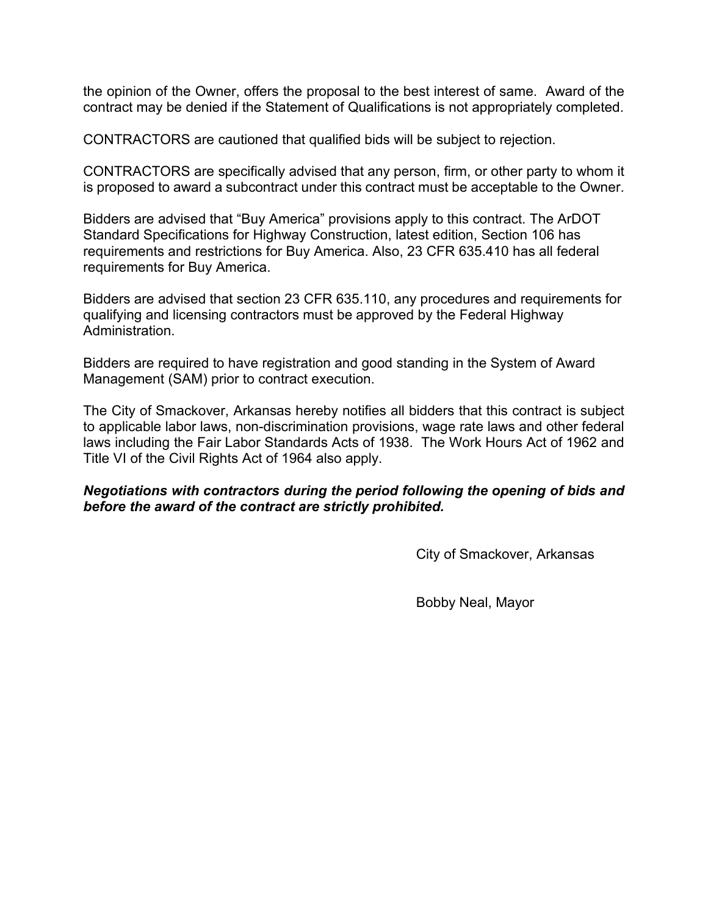the opinion of the Owner, offers the proposal to the best interest of same. Award of the contract may be denied if the Statement of Qualifications is not appropriately completed.

CONTRACTORS are cautioned that qualified bids will be subject to rejection.

CONTRACTORS are specifically advised that any person, firm, or other party to whom it is proposed to award a subcontract under this contract must be acceptable to the Owner.

Bidders are advised that "Buy America" provisions apply to this contract. The ArDOT Standard Specifications for Highway Construction, latest edition, Section 106 has requirements and restrictions for Buy America. Also, 23 CFR 635.410 has all federal requirements for Buy America.

Bidders are advised that section 23 CFR 635.110, any procedures and requirements for qualifying and licensing contractors must be approved by the Federal Highway Administration.

Bidders are required to have registration and good standing in the System of Award Management (SAM) prior to contract execution.

The City of Smackover, Arkansas hereby notifies all bidders that this contract is subject to applicable labor laws, non-discrimination provisions, wage rate laws and other federal laws including the Fair Labor Standards Acts of 1938. The Work Hours Act of 1962 and Title VI of the Civil Rights Act of 1964 also apply.

***Negotiations with contractors during the period following the opening of bids and before the award of the contract are strictly prohibited.***

City of Smackover, Arkansas

Bobby Neal, Mayor